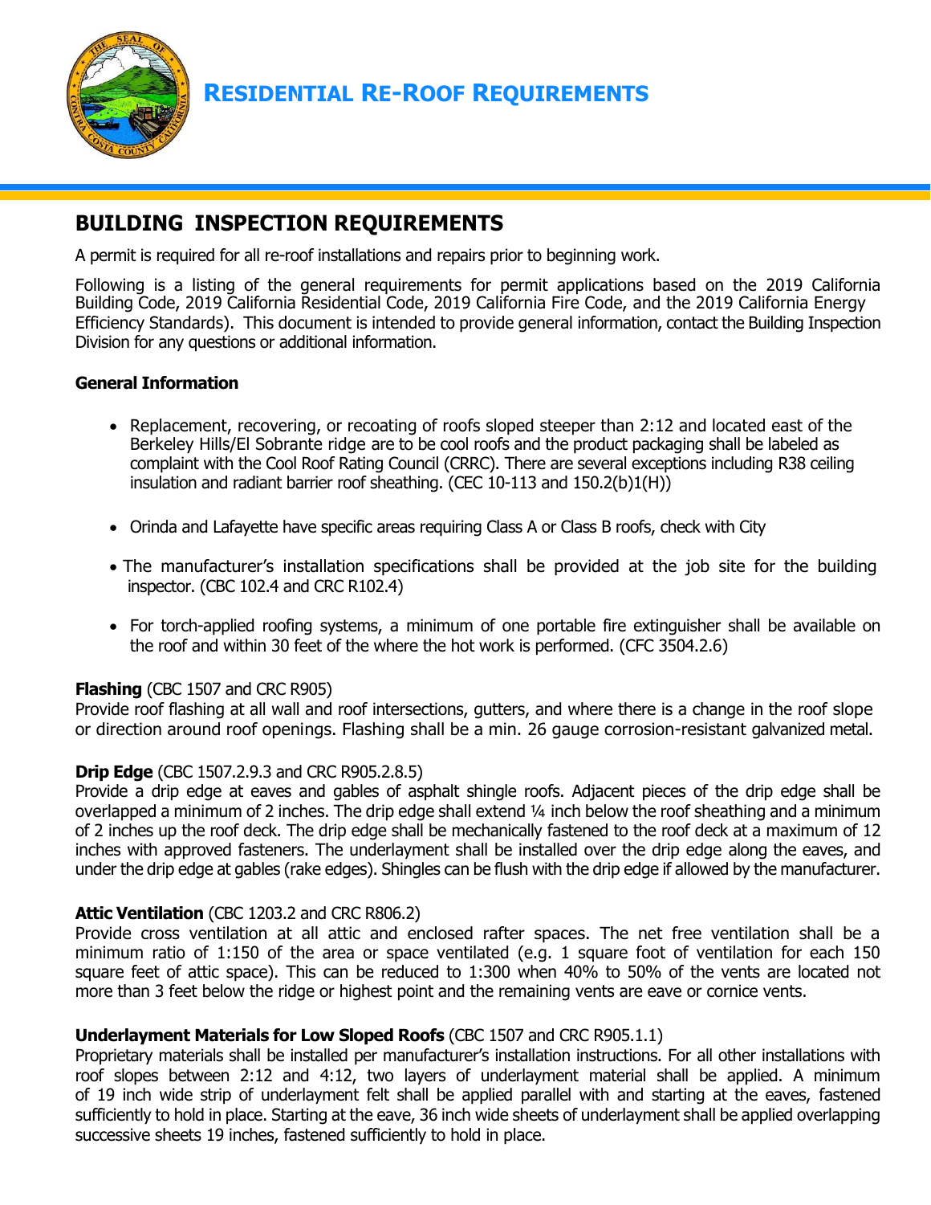# RESIDENTIAL RE-ROOF REQUIREMENTS

## BUILDING INSPECTION REQUIREMENTS

A permit is required for all re-roof installations and repairs prior to beginning work.

Following is a listing of the general requirements for permit applications based on the 2019 California Building Code, 2019 California Residential Code, 2019 California Fire Code, and the 2019 California Energy Efficiency Standards). This document is intended to provide general information, contact the Building Inspection Division for any questions or additional information.

### General Information

- Replacement, recovering, or recoating of roofs sloped steeper than 2:12 and located east of the Berkeley Hills/El Sobrante ridge are to be cool roofs and the product packaging shall be labeled as complaint with the Cool Roof Rating Council (CRRC). There are several exceptions including R38 ceiling insulation and radiant barrier roof sheathing. (CEC 10-113 and 150.2(b)1(H))
- Orinda and Lafayette have specific areas requiring Class A or Class B roofs, check with City
- The manufacturer's installation specifications shall be provided at the job site for the building inspector. (CBC 102.4 and CRC R102.4)
- For torch-applied roofing systems, a minimum of one portable fire extinguisher shall be available on the roof and within 30 feet of the where the hot work is performed. (CFC 3504.2.6)

**Flashing** (CBC 1507 and CRC R905)
Provide roof flashing at all wall and roof intersections, gutters, and where there is a change in the roof slope or direction around roof openings. Flashing shall be a min. 26 gauge corrosion-resistant galvanized metal.

**Drip Edge** (CBC 1507.2.9.3 and CRC R905.2.8.5)
Provide a drip edge at eaves and gables of asphalt shingle roofs. Adjacent pieces of the drip edge shall be overlapped a minimum of 2 inches. The drip edge shall extend ¼ inch below the roof sheathing and a minimum of 2 inches up the roof deck. The drip edge shall be mechanically fastened to the roof deck at a maximum of 12 inches with approved fasteners. The underlayment shall be installed over the drip edge along the eaves, and under the drip edge at gables (rake edges). Shingles can be flush with the drip edge if allowed by the manufacturer.

**Attic Ventilation** (CBC 1203.2 and CRC R806.2)
Provide cross ventilation at all attic and enclosed rafter spaces. The net free ventilation shall be a minimum ratio of 1:150 of the area or space ventilated (e.g. 1 square foot of ventilation for each 150 square feet of attic space). This can be reduced to 1:300 when 40% to 50% of the vents are located not more than 3 feet below the ridge or highest point and the remaining vents are eave or cornice vents.

**Underlayment Materials for Low Sloped Roofs** (CBC 1507 and CRC R905.1.1)
Proprietary materials shall be installed per manufacturer's installation instructions. For all other installations with roof slopes between 2:12 and 4:12, two layers of underlayment material shall be applied. A minimum of 19 inch wide strip of underlayment felt shall be applied parallel with and starting at the eaves, fastened sufficiently to hold in place. Starting at the eave, 36 inch wide sheets of underlayment shall be applied overlapping successive sheets 19 inches, fastened sufficiently to hold in place.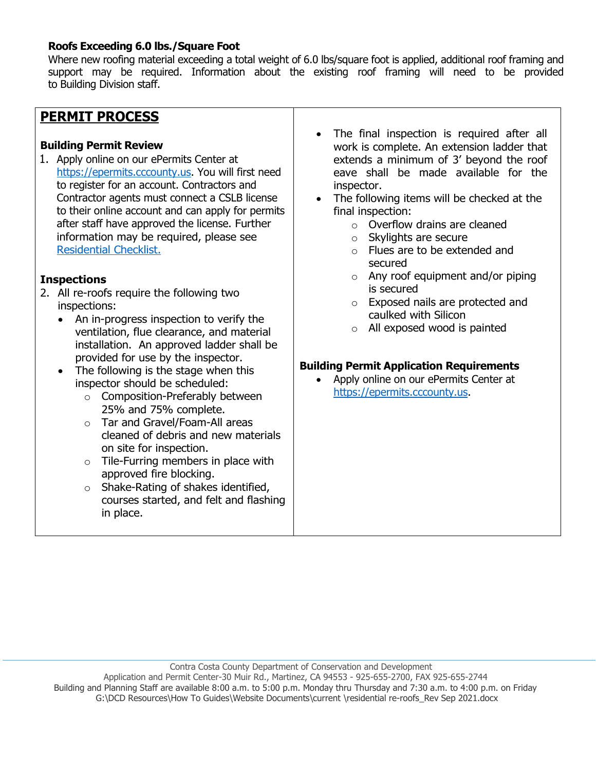**Roofs Exceeding 6.0 lbs./Square Foot**

Where new roofing material exceeding a total weight of 6.0 lbs/square foot is applied, additional roof framing and support may be required. Information about the existing roof framing will need to be provided to Building Division staff.

## PERMIT PROCESS

**Building Permit Review**

1. Apply online on our ePermits Center at [https://epermits.cccounty.us](https://epermits.cccounty.us). You will first need to register for an account. Contractors and Contractor agents must connect a CSLB license to their online account and can apply for permits after staff have approved the license. Further information may be required, please see [Residential Checklist.](#)

**Inspections**

2. All re-roofs require the following two inspections:
   - An in-progress inspection to verify the ventilation, flue clearance, and material installation. An approved ladder shall be provided for use by the inspector.
   - The following is the stage when this inspector should be scheduled:
     - Composition-Preferably between 25% and 75% complete.
     - Tar and Gravel/Foam-All areas cleaned of debris and new materials on site for inspection.
     - Tile-Furring members in place with approved fire blocking.
     - Shake-Rating of shakes identified, courses started, and felt and flashing in place.
   - The final inspection is required after all work is complete. An extension ladder that extends a minimum of 3' beyond the roof eave shall be made available for the inspector.
   - The following items will be checked at the final inspection:
     - Overflow drains are cleaned
     - Skylights are secure
     - Flues are to be extended and secured
     - Any roof equipment and/or piping is secured
     - Exposed nails are protected and caulked with Silicon
     - All exposed wood is painted

**Building Permit Application Requirements**

- Apply online on our ePermits Center at [https://epermits.cccounty.us](https://epermits.cccounty.us).

Contra Costa County Department of Conservation and Development
Application and Permit Center-30 Muir Rd., Martinez, CA 94553 - 925-655-2700, FAX 925-655-2744
Building and Planning Staff are available 8:00 a.m. to 5:00 p.m. Monday thru Thursday and 7:30 a.m. to 4:00 p.m. on Friday
G:\DCD Resources\How To Guides\Website Documents\current \residential re-roofs_Rev Sep 2021.docx